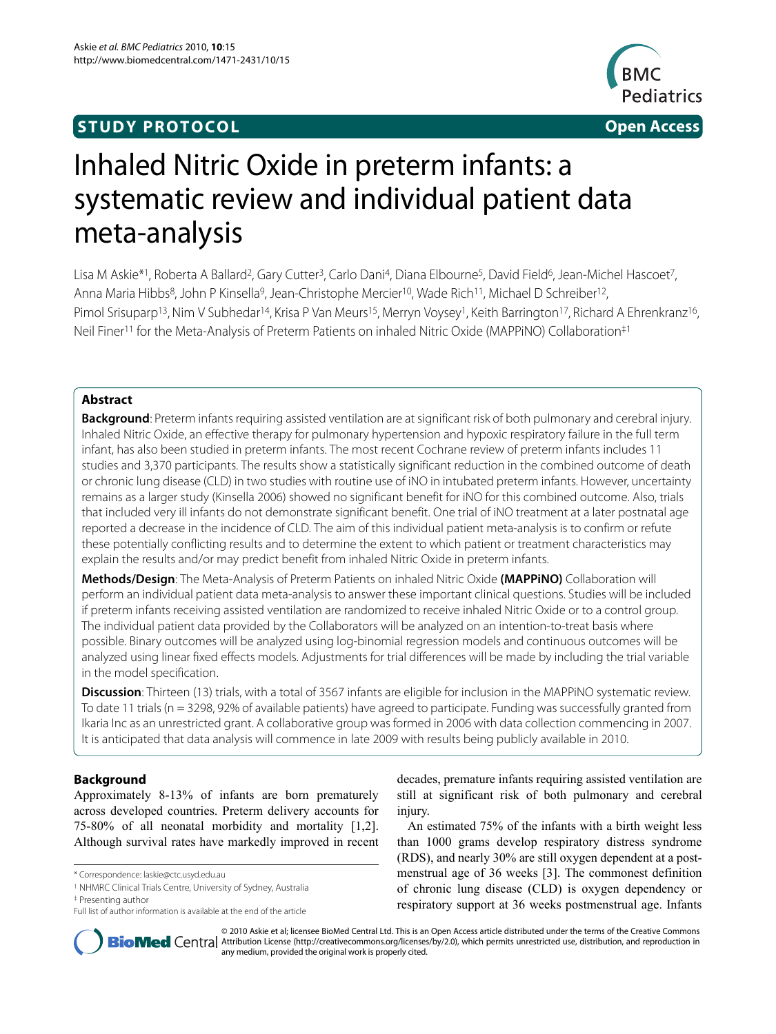**STUDY PROTOCOL** **Open Access**

# Inhaled Nitric Oxide in preterm infants: a systematic review and individual patient data meta-analysis

Lisa M Askie*[1], Roberta A Ballard[2], Gary Cutter[3], Carlo Dani[4], Diana Elbourne[5], David Field[6], Jean-Michel Hascoet[7], Anna Maria Hibbs[8], John P Kinsella[9], Jean-Christophe Mercier[10], Wade Rich[11], Michael D Schreiber[12], Pimol Srisuparp[13], Nim V Subhedar[14], Krisa P Van Meurs[15], Merryn Voysey[1], Keith Barrington[17], Richard A Ehrenkranz[16], Neil Finer[11] for the Meta-Analysis of Preterm Patients on inhaled Nitric Oxide (MAPPiNO) Collaboration[‡1]

## Abstract

**Background**: Preterm infants requiring assisted ventilation are at significant risk of both pulmonary and cerebral injury. Inhaled Nitric Oxide, an effective therapy for pulmonary hypertension and hypoxic respiratory failure in the full term infant, has also been studied in preterm infants. The most recent Cochrane review of preterm infants includes 11 studies and 3,370 participants. The results show a statistically significant reduction in the combined outcome of death or chronic lung disease (CLD) in two studies with routine use of iNO in intubated preterm infants. However, uncertainty remains as a larger study (Kinsella 2006) showed no significant benefit for iNO for this combined outcome. Also, trials that included very ill infants do not demonstrate significant benefit. One trial of iNO treatment at a later postnatal age reported a decrease in the incidence of CLD. The aim of this individual patient meta-analysis is to confirm or refute these potentially conflicting results and to determine the extent to which patient or treatment characteristics may explain the results and/or may predict benefit from inhaled Nitric Oxide in preterm infants.

**Methods/Design**: The Meta-Analysis of Preterm Patients on inhaled Nitric Oxide **(MAPPiNO)** Collaboration will perform an individual patient data meta-analysis to answer these important clinical questions. Studies will be included if preterm infants receiving assisted ventilation are randomized to receive inhaled Nitric Oxide or to a control group. The individual patient data provided by the Collaborators will be analyzed on an intention-to-treat basis where possible. Binary outcomes will be analyzed using log-binomial regression models and continuous outcomes will be analyzed using linear fixed effects models. Adjustments for trial differences will be made by including the trial variable in the model specification.

**Discussion**: Thirteen (13) trials, with a total of 3567 infants are eligible for inclusion in the MAPPiNO systematic review. To date 11 trials (n = 3298, 92% of available patients) have agreed to participate. Funding was successfully granted from Ikaria Inc as an unrestricted grant. A collaborative group was formed in 2006 with data collection commencing in 2007. It is anticipated that data analysis will commence in late 2009 with results being publicly available in 2010.

## Background

Approximately 8-13% of infants are born prematurely across developed countries. Preterm delivery accounts for 75-80% of all neonatal morbidity and mortality [1,2]. Although survival rates have markedly improved in recent decades, premature infants requiring assisted ventilation are still at significant risk of both pulmonary and cerebral injury.

An estimated 75% of the infants with a birth weight less than 1000 grams develop respiratory distress syndrome (RDS), and nearly 30% are still oxygen dependent at a postmenstrual age of 36 weeks [3]. The commonest definition of chronic lung disease (CLD) is oxygen dependency or respiratory support at 36 weeks postmenstrual age. Infants

\* Correspondence: laskie@ctc.usyd.edu.au

[1] NHMRC Clinical Trials Centre, University of Sydney, Australia

‡ Presenting author

Full list of author information is available at the end of the article

© 2010 Askie et al; licensee BioMed Central Ltd. This is an Open Access article distributed under the terms of the Creative Commons Attribution License (http://creativecommons.org/licenses/by/2.0), which permits unrestricted use, distribution, and reproduction in any medium, provided the original work is properly cited.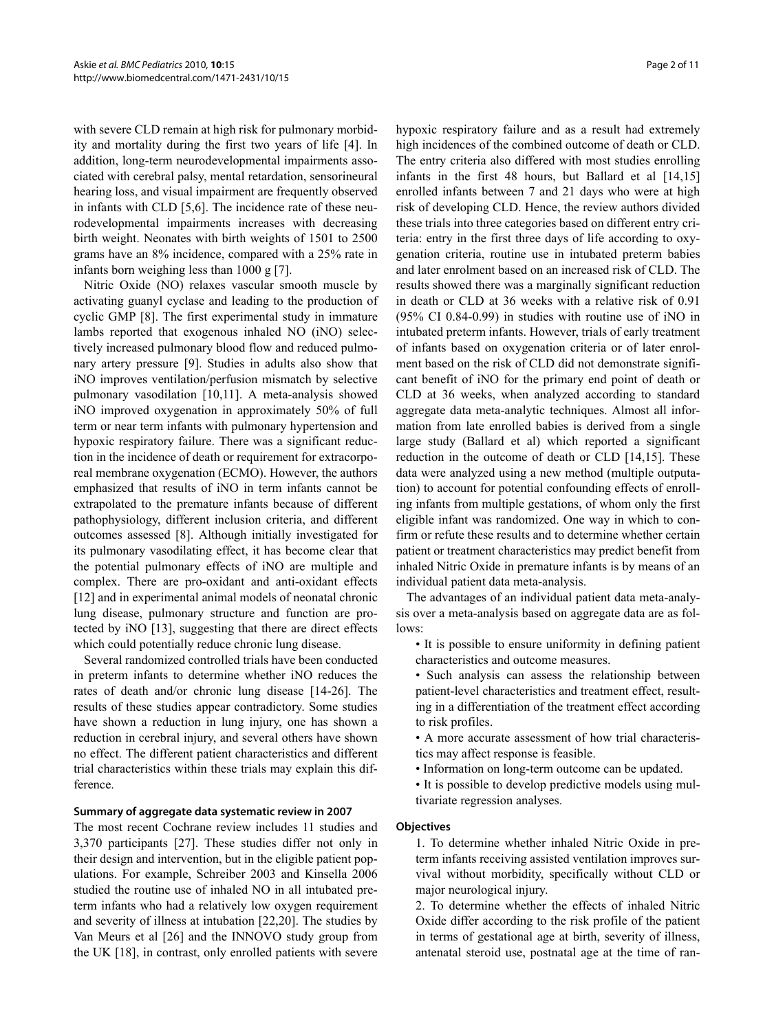with severe CLD remain at high risk for pulmonary morbidity and mortality during the first two years of life [4]. In addition, long-term neurodevelopmental impairments associated with cerebral palsy, mental retardation, sensorineural hearing loss, and visual impairment are frequently observed in infants with CLD [5,6]. The incidence rate of these neurodevelopmental impairments increases with decreasing birth weight. Neonates with birth weights of 1501 to 2500 grams have an 8% incidence, compared with a 25% rate in infants born weighing less than 1000 g [7].

Nitric Oxide (NO) relaxes vascular smooth muscle by activating guanyl cyclase and leading to the production of cyclic GMP [8]. The first experimental study in immature lambs reported that exogenous inhaled NO (iNO) selectively increased pulmonary blood flow and reduced pulmonary artery pressure [9]. Studies in adults also show that iNO improves ventilation/perfusion mismatch by selective pulmonary vasodilation [10,11]. A meta-analysis showed iNO improved oxygenation in approximately 50% of full term or near term infants with pulmonary hypertension and hypoxic respiratory failure. There was a significant reduction in the incidence of death or requirement for extracorporeal membrane oxygenation (ECMO). However, the authors emphasized that results of iNO in term infants cannot be extrapolated to the premature infants because of different pathophysiology, different inclusion criteria, and different outcomes assessed [8]. Although initially investigated for its pulmonary vasodilating effect, it has become clear that the potential pulmonary effects of iNO are multiple and complex. There are pro-oxidant and anti-oxidant effects [12] and in experimental animal models of neonatal chronic lung disease, pulmonary structure and function are protected by iNO [13], suggesting that there are direct effects which could potentially reduce chronic lung disease.

Several randomized controlled trials have been conducted in preterm infants to determine whether iNO reduces the rates of death and/or chronic lung disease [14-26]. The results of these studies appear contradictory. Some studies have shown a reduction in lung injury, one has shown a reduction in cerebral injury, and several others have shown no effect. The different patient characteristics and different trial characteristics within these trials may explain this difference.

### Summary of aggregate data systematic review in 2007

The most recent Cochrane review includes 11 studies and 3,370 participants [27]. These studies differ not only in their design and intervention, but in the eligible patient populations. For example, Schreiber 2003 and Kinsella 2006 studied the routine use of inhaled NO in all intubated preterm infants who had a relatively low oxygen requirement and severity of illness at intubation [22,20]. The studies by Van Meurs et al [26] and the INNOVO study group from the UK [18], in contrast, only enrolled patients with severe hypoxic respiratory failure and as a result had extremely high incidences of the combined outcome of death or CLD. The entry criteria also differed with most studies enrolling infants in the first 48 hours, but Ballard et al [14,15] enrolled infants between 7 and 21 days who were at high risk of developing CLD. Hence, the review authors divided these trials into three categories based on different entry criteria: entry in the first three days of life according to oxygenation criteria, routine use in intubated preterm babies and later enrolment based on an increased risk of CLD. The results showed there was a marginally significant reduction in death or CLD at 36 weeks with a relative risk of 0.91 (95% CI 0.84-0.99) in studies with routine use of iNO in intubated preterm infants. However, trials of early treatment of infants based on oxygenation criteria or of later enrolment based on the risk of CLD did not demonstrate significant benefit of iNO for the primary end point of death or CLD at 36 weeks, when analyzed according to standard aggregate data meta-analytic techniques. Almost all information from late enrolled babies is derived from a single large study (Ballard et al) which reported a significant reduction in the outcome of death or CLD [14,15]. These data were analyzed using a new method (multiple outputation) to account for potential confounding effects of enrolling infants from multiple gestations, of whom only the first eligible infant was randomized. One way in which to confirm or refute these results and to determine whether certain patient or treatment characteristics may predict benefit from inhaled Nitric Oxide in premature infants is by means of an individual patient data meta-analysis.

The advantages of an individual patient data meta-analysis over a meta-analysis based on aggregate data are as follows:

- It is possible to ensure uniformity in defining patient characteristics and outcome measures.
- Such analysis can assess the relationship between patient-level characteristics and treatment effect, resulting in a differentiation of the treatment effect according to risk profiles.
- A more accurate assessment of how trial characteristics may affect response is feasible.
- Information on long-term outcome can be updated.
- It is possible to develop predictive models using multivariate regression analyses.

### Objectives

1. To determine whether inhaled Nitric Oxide in preterm infants receiving assisted ventilation improves survival without morbidity, specifically without CLD or major neurological injury.
2. To determine whether the effects of inhaled Nitric Oxide differ according to the risk profile of the patient in terms of gestational age at birth, severity of illness, antenatal steroid use, postnatal age at the time of ran-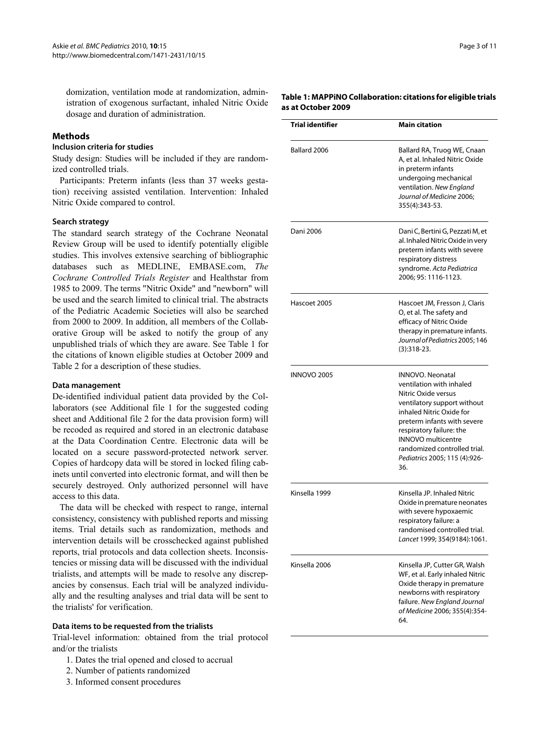domization, ventilation mode at randomization, administration of exogenous surfactant, inhaled Nitric Oxide dosage and duration of administration.

## Methods

### Inclusion criteria for studies

Study design: Studies will be included if they are randomized controlled trials.

Participants: Preterm infants (less than 37 weeks gestation) receiving assisted ventilation. Intervention: Inhaled Nitric Oxide compared to control.

### Search strategy

The standard search strategy of the Cochrane Neonatal Review Group will be used to identify potentially eligible studies. This involves extensive searching of bibliographic databases such as MEDLINE, EMBASE.com, *The Cochrane Controlled Trials Register* and Healthstar from 1985 to 2009. The terms "Nitric Oxide" and "newborn" will be used and the search limited to clinical trial. The abstracts of the Pediatric Academic Societies will also be searched from 2000 to 2009. In addition, all members of the Collaborative Group will be asked to notify the group of any unpublished trials of which they are aware. See Table 1 for the citations of known eligible studies at October 2009 and Table 2 for a description of these studies.

### Data management

De-identified individual patient data provided by the Collaborators (see Additional file 1 for the suggested coding sheet and Additional file 2 for the data provision form) will be recoded as required and stored in an electronic database at the Data Coordination Centre. Electronic data will be located on a secure password-protected network server. Copies of hardcopy data will be stored in locked filing cabinets until converted into electronic format, and will then be securely destroyed. Only authorized personnel will have access to this data.

The data will be checked with respect to range, internal consistency, consistency with published reports and missing items. Trial details such as randomization, methods and intervention details will be crosschecked against published reports, trial protocols and data collection sheets. Inconsistencies or missing data will be discussed with the individual trialists, and attempts will be made to resolve any discrepancies by consensus. Each trial will be analyzed individually and the resulting analyses and trial data will be sent to the trialists' for verification.

### Data items to be requested from the trialists

Trial-level information: obtained from the trial protocol and/or the trialists

1. Dates the trial opened and closed to accrual
2. Number of patients randomized
3. Informed consent procedures

**Table 1: MAPPiNO Collaboration: citations for eligible trials as at October 2009**

| Trial identifier | Main citation |
| --- | --- |
| Ballard 2006 | Ballard RA, Truog WE, Cnaan A, et al. Inhaled Nitric Oxide in preterm infants undergoing mechanical ventilation. *New England Journal of Medicine* 2006; 355(4):343-53. |
| Dani 2006 | Dani C, Bertini G, Pezzati M, et al. Inhaled Nitric Oxide in very preterm infants with severe respiratory distress syndrome. *Acta Pediatrica* 2006; 95: 1116-1123. |
| Hascoet 2005 | Hascoet JM, Fresson J, Claris O, et al. The safety and efficacy of Nitric Oxide therapy in premature infants. *Journal of Pediatrics* 2005; 146 (3):318-23. |
| INNOVO 2005 | INNOVO. Neonatal ventilation with inhaled Nitric Oxide versus ventilatory support without inhaled Nitric Oxide for preterm infants with severe respiratory failure: the INNOVO multicentre randomized controlled trial. *Pediatrics* 2005; 115 (4):926-36. |
| Kinsella 1999 | Kinsella JP. Inhaled Nitric Oxide in premature neonates with severe hypoxaemic respiratory failure: a randomised controlled trial. *Lancet* 1999; 354(9184):1061. |
| Kinsella 2006 | Kinsella JP, Cutter GR, Walsh WF, et al. Early inhaled Nitric Oxide therapy in premature newborns with respiratory failure. *New England Journal of Medicine* 2006; 355(4):354-64. |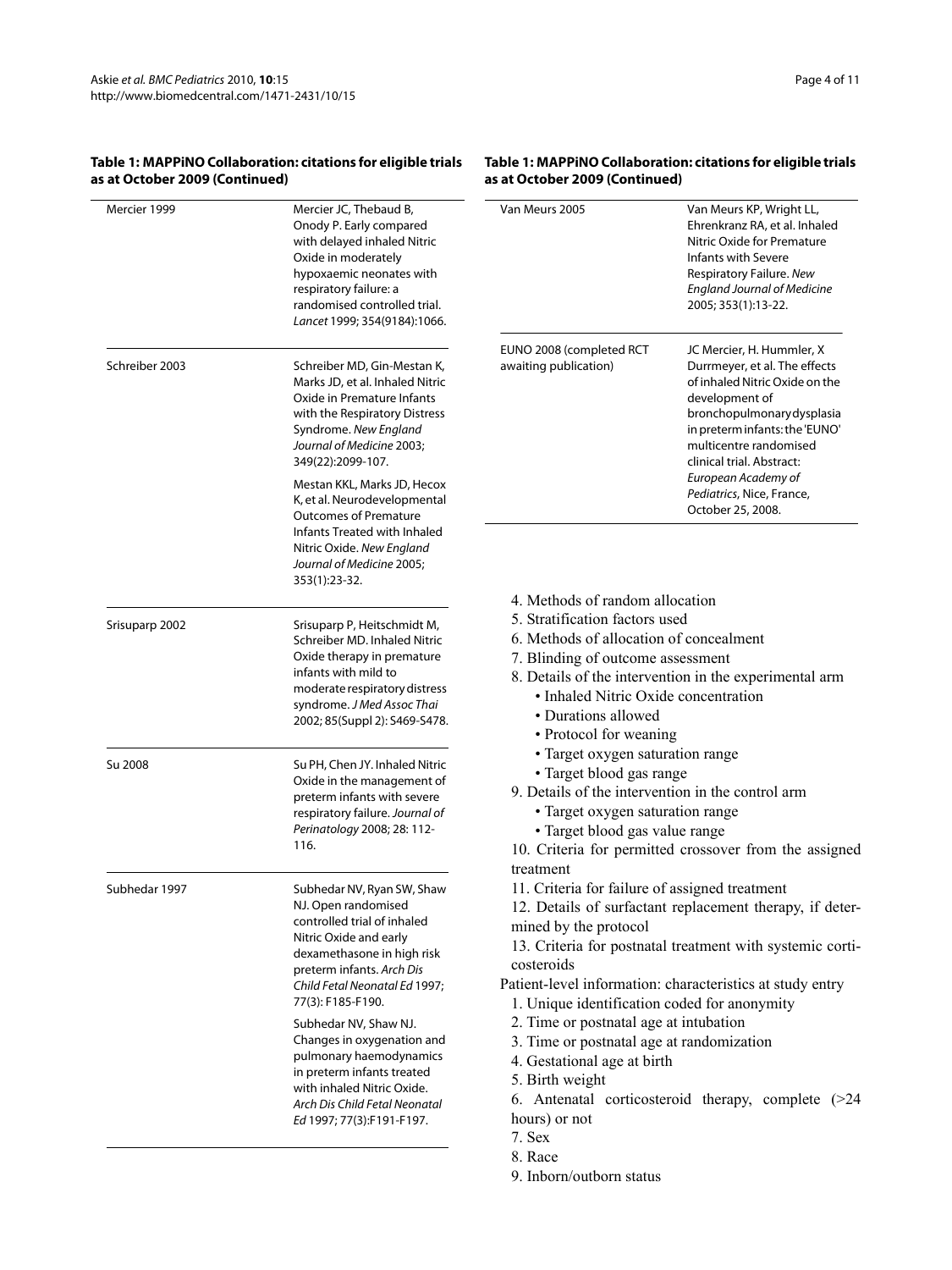**Table 1: MAPPiNO Collaboration: citations for eligible trials as at October 2009 (Continued)**

| | |
|---|---|
| Mercier 1999 | Mercier JC, Thebaud B, Onody P. Early compared with delayed inhaled Nitric Oxide in moderately hypoxaemic neonates with respiratory failure: a randomised controlled trial. *Lancet* 1999; 354(9184):1066. |
| Schreiber 2003 | Schreiber MD, Gin-Mestan K, Marks JD, et al. Inhaled Nitric Oxide in Premature Infants with the Respiratory Distress Syndrome. *New England Journal of Medicine* 2003; 349(22):2099-107. Mestan KKL, Marks JD, Hecox K, et al. Neurodevelopmental Outcomes of Premature Infants Treated with Inhaled Nitric Oxide. *New England Journal of Medicine* 2005; 353(1):23-32. |
| Srisuparp 2002 | Srisuparp P, Heitschmidt M, Schreiber MD. Inhaled Nitric Oxide therapy in premature infants with mild to moderate respiratory distress syndrome. *J Med Assoc Thai* 2002; 85(Suppl 2): S469-S478. |
| Su 2008 | Su PH, Chen JY. Inhaled Nitric Oxide in the management of preterm infants with severe respiratory failure. *Journal of Perinatology* 2008; 28: 112-116. |
| Subhedar 1997 | Subhedar NV, Ryan SW, Shaw NJ. Open randomised controlled trial of inhaled Nitric Oxide and early dexamethasone in high risk preterm infants. *Arch Dis Child Fetal Neonatal Ed* 1997; 77(3): F185-F190. Subhedar NV, Shaw NJ. Changes in oxygenation and pulmonary haemodynamics in preterm infants treated with inhaled Nitric Oxide. *Arch Dis Child Fetal Neonatal Ed* 1997; 77(3):F191-F197. |
| Van Meurs 2005 | Van Meurs KP, Wright LL, Ehrenkranz RA, et al. Inhaled Nitric Oxide for Premature Infants with Severe Respiratory Failure. *New England Journal of Medicine* 2005; 353(1):13-22. |
| EUNO 2008 (completed RCT awaiting publication) | JC Mercier, H. Hummler, X Durrmeyer, et al. The effects of inhaled Nitric Oxide on the development of bronchopulmonary dysplasia in preterm infants: the 'EUNO' multicentre randomised clinical trial. Abstract: *European Academy of Pediatrics*, Nice, France, October 25, 2008. |

4. Methods of random allocation
5. Stratification factors used
6. Methods of allocation of concealment
7. Blinding of outcome assessment
8. Details of the intervention in the experimental arm
   - Inhaled Nitric Oxide concentration
   - Durations allowed
   - Protocol for weaning
   - Target oxygen saturation range
   - Target blood gas range
9. Details of the intervention in the control arm
   - Target oxygen saturation range
   - Target blood gas value range
10. Criteria for permitted crossover from the assigned treatment
11. Criteria for failure of assigned treatment
12. Details of surfactant replacement therapy, if determined by the protocol
13. Criteria for postnatal treatment with systemic corticosteroids

Patient-level information: characteristics at study entry

1. Unique identification coded for anonymity
2. Time or postnatal age at intubation
3. Time or postnatal age at randomization
4. Gestational age at birth
5. Birth weight
6. Antenatal corticosteroid therapy, complete (>24 hours) or not
7. Sex
8. Race
9. Inborn/outborn status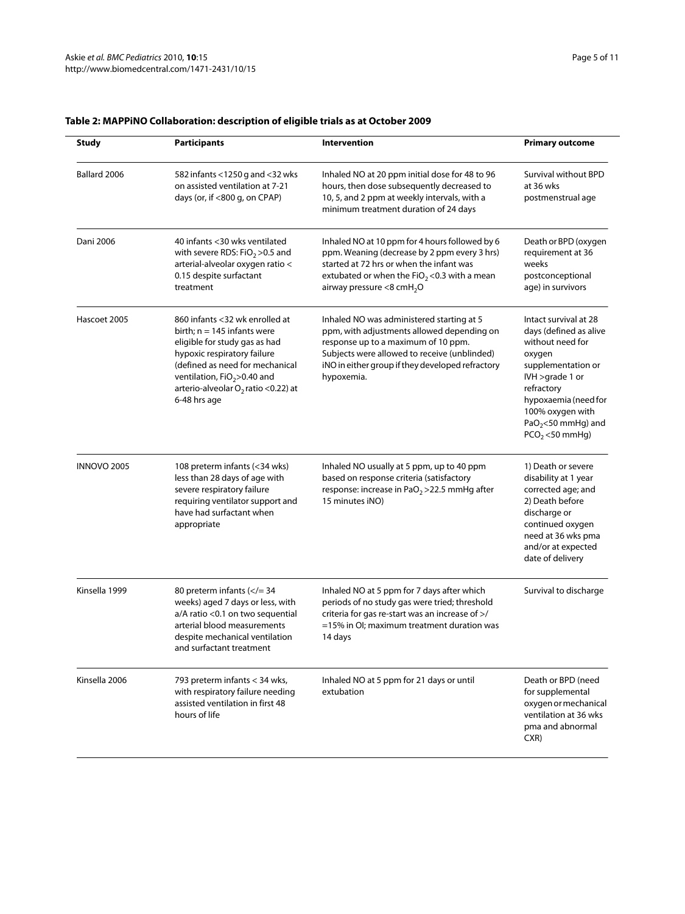**Table 2: MAPPiNO Collaboration: description of eligible trials as at October 2009**

| Study | Participants | Intervention | Primary outcome |
| --- | --- | --- | --- |
| Ballard 2006 | 582 infants <1250 g and <32 wks on assisted ventilation at 7-21 days (or, if <800 g, on CPAP) | Inhaled NO at 20 ppm initial dose for 48 to 96 hours, then dose subsequently decreased to 10, 5, and 2 ppm at weekly intervals, with a minimum treatment duration of 24 days | Survival without BPD at 36 wks postmenstrual age |
| Dani 2006 | 40 infants <30 wks ventilated with severe RDS: $FiO_2$ >0.5 and arterial-alveolar oxygen ratio < 0.15 despite surfactant treatment | Inhaled NO at 10 ppm for 4 hours followed by 6 ppm. Weaning (decrease by 2 ppm every 3 hrs) started at 72 hrs or when the infant was extubated or when the $FiO_2$ <0.3 with a mean airway pressure <8 $cmH_2O$ | Death or BPD (oxygen requirement at 36 weeks postconceptional age) in survivors |
| Hascoet 2005 | 860 infants <32 wk enrolled at birth; n = 145 infants were eligible for study gas as had hypoxic respiratory failure (defined as need for mechanical ventilation, $FiO_2$>0.40 and arterio-alveolar $O_2$ ratio <0.22) at 6-48 hrs age | Inhaled NO was administered starting at 5 ppm, with adjustments allowed depending on response up to a maximum of 10 ppm. Subjects were allowed to receive (unblinded) iNO in either group if they developed refractory hypoxemia. | Intact survival at 28 days (defined as alive without need for oxygen supplementation or IVH >grade 1 or refractory hypoxaemia (need for 100% oxygen with $PaO_2$<50 mmHg) and $PCO_2$ <50 mmHg) |
| INNOVO 2005 | 108 preterm infants (<34 wks) less than 28 days of age with severe respiratory failure requiring ventilator support and have had surfactant when appropriate | Inhaled NO usually at 5 ppm, up to 40 ppm based on response criteria (satisfactory response: increase in $PaO_2$ >22.5 mmHg after 15 minutes iNO) | 1) Death or severe disability at 1 year corrected age; and 2) Death before discharge or continued oxygen need at 36 wks pma and/or at expected date of delivery |
| Kinsella 1999 | 80 preterm infants (</= 34 weeks) aged 7 days or less, with a/A ratio <0.1 on two sequential arterial blood measurements despite mechanical ventilation and surfactant treatment | Inhaled NO at 5 ppm for 7 days after which periods of no study gas were tried; threshold criteria for gas re-start was an increase of >/=15% in OI; maximum treatment duration was 14 days | Survival to discharge |
| Kinsella 2006 | 793 preterm infants < 34 wks, with respiratory failure needing assisted ventilation in first 48 hours of life | Inhaled NO at 5 ppm for 21 days or until extubation | Death or BPD (need for supplemental oxygen or mechanical ventilation at 36 wks pma and abnormal CXR) |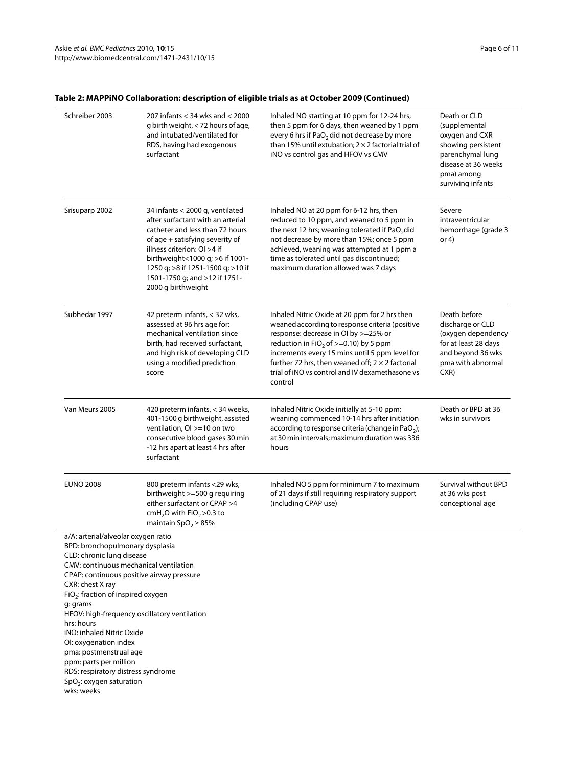**Table 2: MAPPiNO Collaboration: description of eligible trials as at October 2009 (Continued)**

| | | | |
|---|---|---|---|
| Schreiber 2003 | 207 infants < 34 wks and < 2000 g birth weight, < 72 hours of age, and intubated/ventilated for RDS, having had exogenous surfactant | Inhaled NO starting at 10 ppm for 12-24 hrs, then 5 ppm for 6 days, then weaned by 1 ppm every 6 hrs if $PaO_2$ did not decrease by more than 15% until extubation; 2 × 2 factorial trial of iNO vs control gas and HFOV vs CMV | Death or CLD (supplemental oxygen and CXR showing persistent parenchymal lung disease at 36 weeks pma) among surviving infants |
| Srisuparp 2002 | 34 infants < 2000 g, ventilated after surfactant with an arterial catheter and less than 72 hours of age + satisfying severity of illness criterion: OI >4 if birthweight<1000 g; >6 if 1001-1250 g; >8 if 1251-1500 g; >10 if 1501-1750 g; and >12 if 1751-2000 g birthweight | Inhaled NO at 20 ppm for 6-12 hrs, then reduced to 10 ppm, and weaned to 5 ppm in the next 12 hrs; weaning tolerated if $PaO_2$ did not decrease by more than 15%; once 5 ppm achieved, weaning was attempted at 1 ppm a time as tolerated until gas discontinued; maximum duration allowed was 7 days | Severe intraventricular hemorrhage (grade 3 or 4) |
| Subhedar 1997 | 42 preterm infants, < 32 wks, assessed at 96 hrs age for: mechanical ventilation since birth, had received surfactant, and high risk of developing CLD using a modified prediction score | Inhaled Nitric Oxide at 20 ppm for 2 hrs then weaned according to response criteria (positive response: decrease in OI by >=25% or reduction in $FiO_2$ of >=0.10) by 5 ppm increments every 15 mins until 5 ppm level for further 72 hrs, then weaned off; 2 × 2 factorial trial of iNO vs control and IV dexamethasone vs control | Death before discharge or CLD (oxygen dependency for at least 28 days and beyond 36 wks pma with abnormal CXR) |
| Van Meurs 2005 | 420 preterm infants, < 34 weeks, 401-1500 g birthweight, assisted ventilation, OI >=10 on two consecutive blood gases 30 min -12 hrs apart at least 4 hrs after surfactant | Inhaled Nitric Oxide initially at 5-10 ppm; weaning commenced 10-14 hrs after initiation according to response criteria (change in $PaO_2$); at 30 min intervals; maximum duration was 336 hours | Death or BPD at 36 wks in survivors |
| EUNO 2008 | 800 preterm infants <29 wks, birthweight >=500 g requiring either surfactant or CPAP >4 $cmH_2O$ with $FiO_2$ >0.3 to maintain $SpO_2 \geq 85\%$ | Inhaled NO 5 ppm for minimum 7 to maximum of 21 days if still requiring respiratory support (including CPAP use) | Survival without BPD at 36 wks post conceptional age |

a/A: arterial/alveolar oxygen ratio
BPD: bronchopulmonary dysplasia
CLD: chronic lung disease
CMV: continuous mechanical ventilation
CPAP: continuous positive airway pressure
CXR: chest X ray
$FiO_2$: fraction of inspired oxygen
g: grams
HFOV: high-frequency oscillatory ventilation
hrs: hours
iNO: inhaled Nitric Oxide
OI: oxygenation index
pma: postmenstrual age
ppm: parts per million
RDS: respiratory distress syndrome
$SpO_2$: oxygen saturation
wks: weeks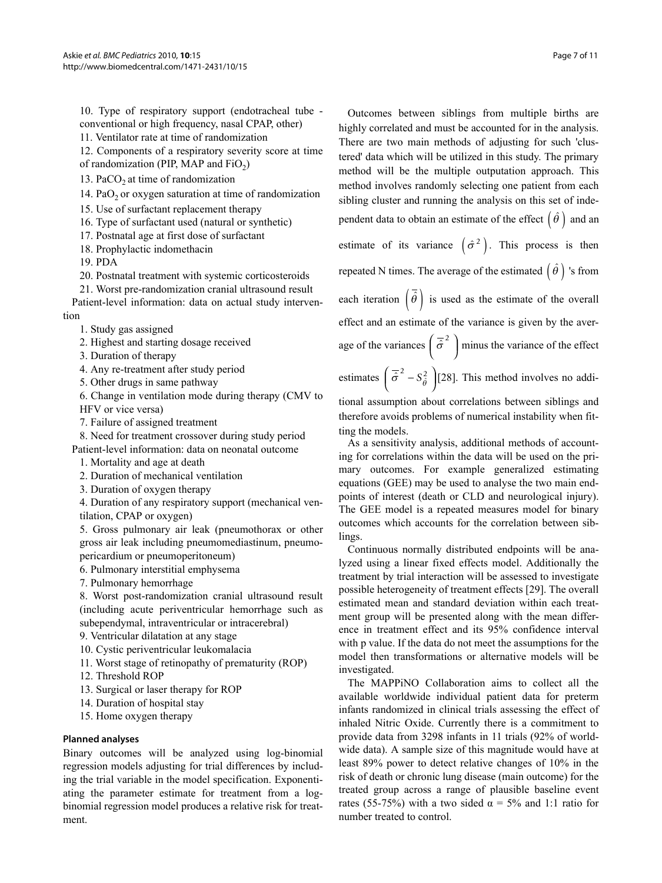10. Type of respiratory support (endotracheal tube - conventional or high frequency, nasal CPAP, other)

11. Ventilator rate at time of randomization

12. Components of a respiratory severity score at time of randomization (PIP, MAP and $FiO_2$)

13. $PaCO_2$ at time of randomization

14. $PaO_2$ or oxygen saturation at time of randomization

15. Use of surfactant replacement therapy

16. Type of surfactant used (natural or synthetic)

17. Postnatal age at first dose of surfactant

18. Prophylactic indomethacin

19. PDA

20. Postnatal treatment with systemic corticosteroids

21. Worst pre-randomization cranial ultrasound result

Patient-level information: data on actual study intervention

1. Study gas assigned
2. Highest and starting dosage received
3. Duration of therapy
4. Any re-treatment after study period
5. Other drugs in same pathway
6. Change in ventilation mode during therapy (CMV to HFV or vice versa)
7. Failure of assigned treatment
8. Need for treatment crossover during study period

Patient-level information: data on neonatal outcome

1. Mortality and age at death
2. Duration of mechanical ventilation
3. Duration of oxygen therapy
4. Duration of any respiratory support (mechanical ventilation, CPAP or oxygen)
5. Gross pulmonary air leak (pneumothorax or other gross air leak including pneumomediastinum, pneumopericardium or pneumoperitoneum)
6. Pulmonary interstitial emphysema
7. Pulmonary hemorrhage
8. Worst post-randomization cranial ultrasound result (including acute periventricular hemorrhage such as subependymal, intraventricular or intracerebral)
9. Ventricular dilatation at any stage
10. Cystic periventricular leukomalacia
11. Worst stage of retinopathy of prematurity (ROP)
12. Threshold ROP
13. Surgical or laser therapy for ROP
14. Duration of hospital stay
15. Home oxygen therapy

### Planned analyses

Binary outcomes will be analyzed using log-binomial regression models adjusting for trial differences by including the trial variable in the model specification. Exponentiating the parameter estimate for treatment from a log-binomial regression model produces a relative risk for treatment.

Outcomes between siblings from multiple births are highly correlated and must be accounted for in the analysis. There are two main methods of adjusting for such 'clustered' data which will be utilized in this study. The primary method will be the multiple outputation approach. This method involves randomly selecting one patient from each sibling cluster and running the analysis on this set of independent data to obtain an estimate of the effect $\left(\hat{\theta}\right)$ and an estimate of its variance $\left(\hat{\sigma}^2\right)$. This process is then repeated N times. The average of the estimated $\left(\hat{\theta}\right)$ 's from each iteration $\left(\bar{\hat{\theta}}\right)$ is used as the estimate of the overall effect and an estimate of the variance is given by the average of the variances $\left(\bar{\hat{\sigma}}^2\right)$ minus the variance of the effect estimates $\left(\bar{\hat{\sigma}}^2 - S_{\hat{\theta}}^2\right)$[28]. This method involves no additional assumption about correlations between siblings and therefore avoids problems of numerical instability when fitting the models.

As a sensitivity analysis, additional methods of accounting for correlations within the data will be used on the primary outcomes. For example generalized estimating equations (GEE) may be used to analyse the two main endpoints of interest (death or CLD and neurological injury). The GEE model is a repeated measures model for binary outcomes which accounts for the correlation between siblings.

Continuous normally distributed endpoints will be analyzed using a linear fixed effects model. Additionally the treatment by trial interaction will be assessed to investigate possible heterogeneity of treatment effects [29]. The overall estimated mean and standard deviation within each treatment group will be presented along with the mean difference in treatment effect and its 95% confidence interval with p value. If the data do not meet the assumptions for the model then transformations or alternative models will be investigated.

The MAPPiNO Collaboration aims to collect all the available worldwide individual patient data for preterm infants randomized in clinical trials assessing the effect of inhaled Nitric Oxide. Currently there is a commitment to provide data from 3298 infants in 11 trials (92% of worldwide data). A sample size of this magnitude would have at least 89% power to detect relative changes of 10% in the risk of death or chronic lung disease (main outcome) for the treated group across a range of plausible baseline event rates (55-75%) with a two sided $\alpha = 5\%$ and 1:1 ratio for number treated to control.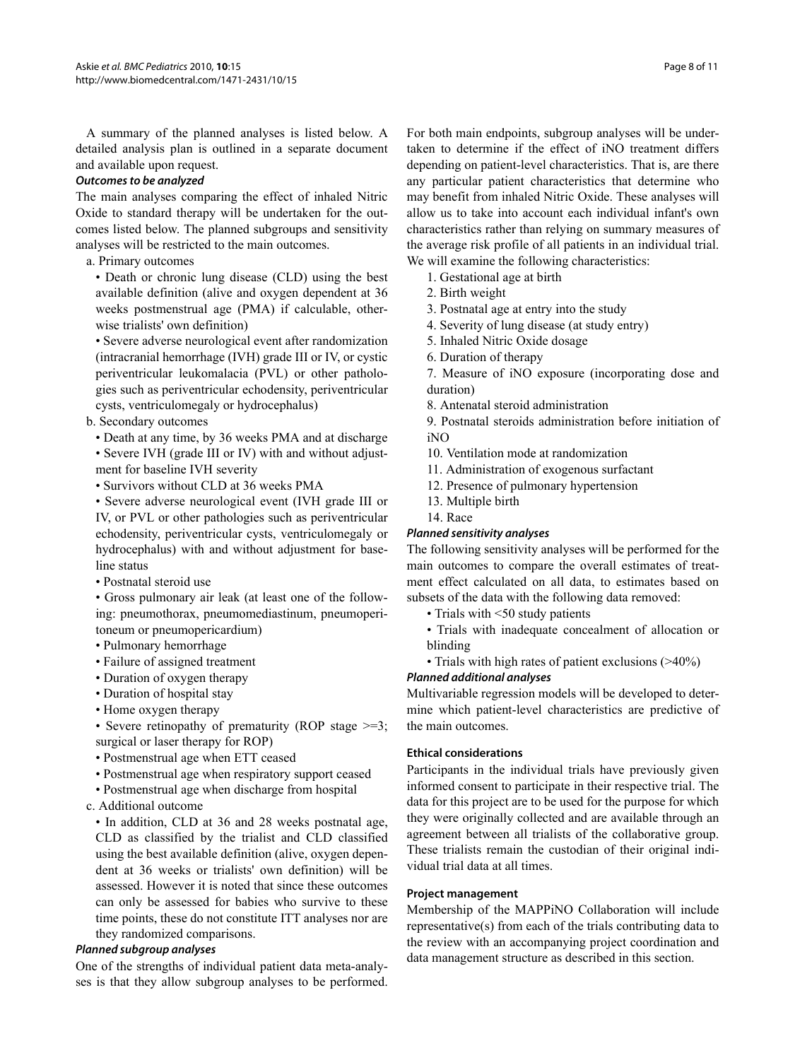A summary of the planned analyses is listed below. A detailed analysis plan is outlined in a separate document and available upon request.

### *Outcomes to be analyzed*

The main analyses comparing the effect of inhaled Nitric Oxide to standard therapy will be undertaken for the outcomes listed below. The planned subgroups and sensitivity analyses will be restricted to the main outcomes.

a. Primary outcomes

- Death or chronic lung disease (CLD) using the best available definition (alive and oxygen dependent at 36 weeks postmenstrual age (PMA) if calculable, otherwise trialists' own definition)
- Severe adverse neurological event after randomization (intracranial hemorrhage (IVH) grade III or IV, or cystic periventricular leukomalacia (PVL) or other pathologies such as periventricular echodensity, periventricular cysts, ventriculomegaly or hydrocephalus)

b. Secondary outcomes

- Death at any time, by 36 weeks PMA and at discharge
- Severe IVH (grade III or IV) with and without adjustment for baseline IVH severity
- Survivors without CLD at 36 weeks PMA
- Severe adverse neurological event (IVH grade III or IV, or PVL or other pathologies such as periventricular echodensity, periventricular cysts, ventriculomegaly or hydrocephalus) with and without adjustment for baseline status
- Postnatal steroid use
- Gross pulmonary air leak (at least one of the following: pneumothorax, pneumomediastinum, pneumoperitoneum or pneumopericardium)
- Pulmonary hemorrhage
- Failure of assigned treatment
- Duration of oxygen therapy
- Duration of hospital stay
- Home oxygen therapy
- Severe retinopathy of prematurity (ROP stage >=3; surgical or laser therapy for ROP)
- Postmenstrual age when ETT ceased
- Postmenstrual age when respiratory support ceased
- Postmenstrual age when discharge from hospital

c. Additional outcome

- In addition, CLD at 36 and 28 weeks postnatal age, CLD as classified by the trialist and CLD classified using the best available definition (alive, oxygen dependent at 36 weeks or trialists' own definition) will be assessed. However it is noted that since these outcomes can only be assessed for babies who survive to these time points, these do not constitute ITT analyses nor are they randomized comparisons.

### *Planned subgroup analyses*

One of the strengths of individual patient data meta-analyses is that they allow subgroup analyses to be performed. For both main endpoints, subgroup analyses will be undertaken to determine if the effect of iNO treatment differs depending on patient-level characteristics. That is, are there any particular patient characteristics that determine who may benefit from inhaled Nitric Oxide. These analyses will allow us to take into account each individual infant's own characteristics rather than relying on summary measures of the average risk profile of all patients in an individual trial. We will examine the following characteristics:

1. Gestational age at birth
2. Birth weight
3. Postnatal age at entry into the study
4. Severity of lung disease (at study entry)
5. Inhaled Nitric Oxide dosage
6. Duration of therapy
7. Measure of iNO exposure (incorporating dose and duration)
8. Antenatal steroid administration
9. Postnatal steroids administration before initiation of iNO
10. Ventilation mode at randomization
11. Administration of exogenous surfactant
12. Presence of pulmonary hypertension
13. Multiple birth
14. Race

### *Planned sensitivity analyses*

The following sensitivity analyses will be performed for the main outcomes to compare the overall estimates of treatment effect calculated on all data, to estimates based on subsets of the data with the following data removed:

- Trials with <50 study patients
- Trials with inadequate concealment of allocation or blinding
- Trials with high rates of patient exclusions (>40%)

### *Planned additional analyses*

Multivariable regression models will be developed to determine which patient-level characteristics are predictive of the main outcomes.

## Ethical considerations

Participants in the individual trials have previously given informed consent to participate in their respective trial. The data for this project are to be used for the purpose for which they were originally collected and are available through an agreement between all trialists of the collaborative group. These trialists remain the custodian of their original individual trial data at all times.

## Project management

Membership of the MAPPiNO Collaboration will include representative(s) from each of the trials contributing data to the review with an accompanying project coordination and data management structure as described in this section.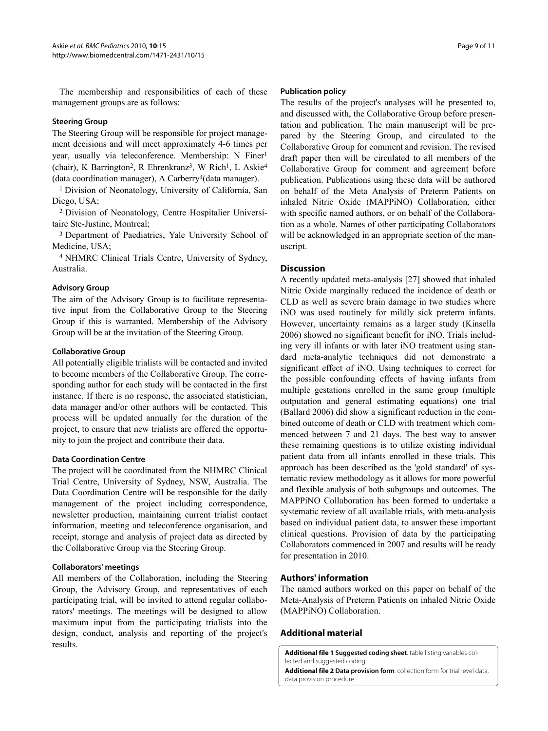The membership and responsibilities of each of these management groups are as follows:

#### Steering Group

The Steering Group will be responsible for project management decisions and will meet approximately 4-6 times per year, usually via teleconference. Membership: N Finer[1] (chair), K Barrington[2], R Ehrenkranz[3], W Rich[1], L Askie[4] (data coordination manager), A Carberry[4](data manager).

[1] Division of Neonatology, University of California, San Diego, USA;

[2] Division of Neonatology, Centre Hospitalier Universitaire Ste-Justine, Montreal;

[3] Department of Paediatrics, Yale University School of Medicine, USA;

[4] NHMRC Clinical Trials Centre, University of Sydney, Australia.

#### Advisory Group

The aim of the Advisory Group is to facilitate representative input from the Collaborative Group to the Steering Group if this is warranted. Membership of the Advisory Group will be at the invitation of the Steering Group.

#### Collaborative Group

All potentially eligible trialists will be contacted and invited to become members of the Collaborative Group. The corresponding author for each study will be contacted in the first instance. If there is no response, the associated statistician, data manager and/or other authors will be contacted. This process will be updated annually for the duration of the project, to ensure that new trialists are offered the opportunity to join the project and contribute their data.

#### Data Coordination Centre

The project will be coordinated from the NHMRC Clinical Trial Centre, University of Sydney, NSW, Australia. The Data Coordination Centre will be responsible for the daily management of the project including correspondence, newsletter production, maintaining current trialist contact information, meeting and teleconference organisation, and receipt, storage and analysis of project data as directed by the Collaborative Group via the Steering Group.

#### Collaborators' meetings

All members of the Collaboration, including the Steering Group, the Advisory Group, and representatives of each participating trial, will be invited to attend regular collaborators' meetings. The meetings will be designed to allow maximum input from the participating trialists into the design, conduct, analysis and reporting of the project's results.

#### Publication policy

The results of the project's analyses will be presented to, and discussed with, the Collaborative Group before presentation and publication. The main manuscript will be prepared by the Steering Group, and circulated to the Collaborative Group for comment and revision. The revised draft paper then will be circulated to all members of the Collaborative Group for comment and agreement before publication. Publications using these data will be authored on behalf of the Meta Analysis of Preterm Patients on inhaled Nitric Oxide (MAPPiNO) Collaboration, either with specific named authors, or on behalf of the Collaboration as a whole. Names of other participating Collaborators will be acknowledged in an appropriate section of the manuscript.

## Discussion

A recently updated meta-analysis [27] showed that inhaled Nitric Oxide marginally reduced the incidence of death or CLD as well as severe brain damage in two studies where iNO was used routinely for mildly sick preterm infants. However, uncertainty remains as a larger study (Kinsella 2006) showed no significant benefit for iNO. Trials including very ill infants or with later iNO treatment using standard meta-analytic techniques did not demonstrate a significant effect of iNO. Using techniques to correct for the possible confounding effects of having infants from multiple gestations enrolled in the same group (multiple outputation and general estimating equations) one trial (Ballard 2006) did show a significant reduction in the combined outcome of death or CLD with treatment which commenced between 7 and 21 days. The best way to answer these remaining questions is to utilize existing individual patient data from all infants enrolled in these trials. This approach has been described as the 'gold standard' of systematic review methodology as it allows for more powerful and flexible analysis of both subgroups and outcomes. The MAPPiNO Collaboration has been formed to undertake a systematic review of all available trials, with meta-analysis based on individual patient data, to answer these important clinical questions. Provision of data by the participating Collaborators commenced in 2007 and results will be ready for presentation in 2010.

## Authors' information

The named authors worked on this paper on behalf of the Meta-Analysis of Preterm Patients on inhaled Nitric Oxide (MAPPiNO) Collaboration.

## Additional material

**Additional file 1 Suggested coding sheet**. table listing variables collected and suggested coding.

**Additional file 2 Data provision form**. collection form for trial level data, data provision procedure.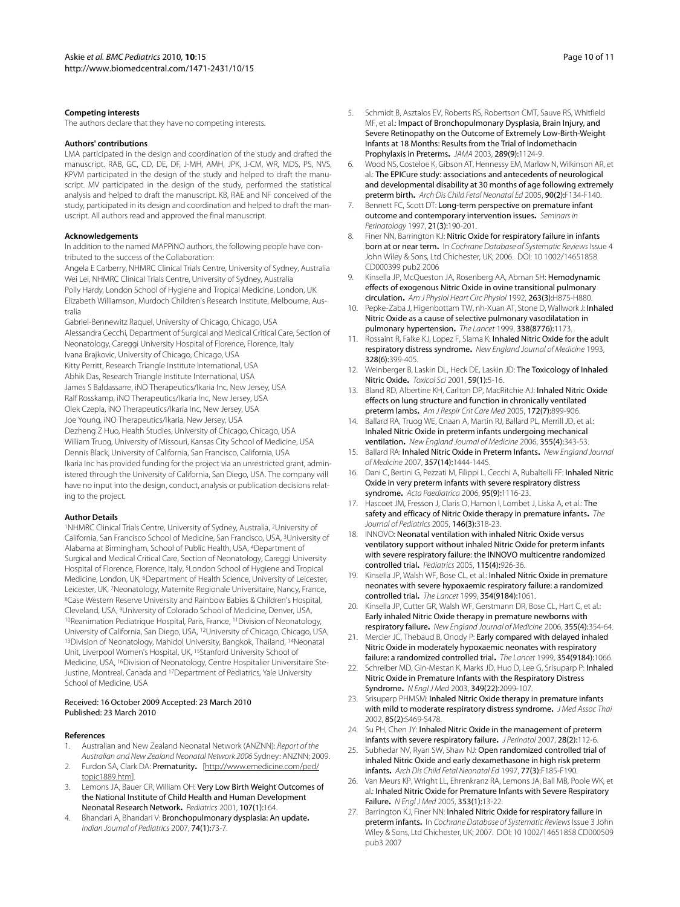### Competing interests

The authors declare that they have no competing interests.

### Authors' contributions

LMA participated in the design and coordination of the study and drafted the manuscript. RAB, GC, CD, DE, DF, J-MH, AMH, JPK, J-CM, WR, MDS, PS, NVS, KPVM participated in the design of the study and helped to draft the manuscript. MV participated in the design of the study, performed the statistical analysis and helped to draft the manuscript. KB, RAE and NF conceived of the study, participated in its design and coordination and helped to draft the manuscript. All authors read and approved the final manuscript.

### Acknowledgements

In addition to the named MAPPiNO authors, the following people have contributed to the success of the Collaboration:

Angela E Carberry, NHMRC Clinical Trials Centre, University of Sydney, Australia
Wei Lei, NHMRC Clinical Trials Centre, University of Sydney, Australia
Polly Hardy, London School of Hygiene and Tropical Medicine, London, UK
Elizabeth Williamson, Murdoch Children's Research Institute, Melbourne, Australia
Gabriel-Bennewitz Raquel, University of Chicago, Chicago, USA
Alessandra Cecchi, Department of Surgical and Medical Critical Care, Section of Neonatology, Careggi University Hospital of Florence, Florence, Italy
Ivana Brajkovic, University of Chicago, Chicago, USA
Kitty Perritt, Research Triangle Institute International, USA
Abhik Das, Research Triangle Institute International, USA
James S Baldassarre, iNO Therapeutics/Ikaria Inc, New Jersey, USA
Ralf Rosskamp, iNO Therapeutics/Ikaria Inc, New Jersey, USA
Olek Czepla, iNO Therapeutics/Ikaria Inc, New Jersey, USA
Joe Young, iNO Therapeutics/Ikaria, New Jersey, USA
Dezheng Z Huo, Health Studies, University of Chicago, Chicago, USA
William Truog, University of Missouri, Kansas City School of Medicine, USA
Dennis Black, University of California, San Francisco, California, USA
Ikaria Inc has provided funding for the project via an unrestricted grant, administered through the University of California, San Diego, USA. The company will have no input into the design, conduct, analysis or publication decisions relating to the project.

### Author Details

[1]NHMRC Clinical Trials Centre, University of Sydney, Australia, [2]University of California, San Francisco School of Medicine, San Francisco, USA, [3]University of Alabama at Birmingham, School of Public Health, USA, [4]Department of Surgical and Medical Critical Care, Section of Neonatology, Careggi University Hospital of Florence, Florence, Italy, [5]London School of Hygiene and Tropical Medicine, London, UK, [6]Department of Health Science, University of Leicester, Leicester, UK, [7]Neonatology, Maternite Regionale Universitaire, Nancy, France, [8]Case Western Reserve University and Rainbow Babies & Children's Hospital, Cleveland, USA, [9]University of Colorado School of Medicine, Denver, USA, [10]Reanimation Pediatrique Hospital, Paris, France, [11]Division of Neonatology, University of California, San Diego, USA, [12]University of Chicago, Chicago, USA, [13]Division of Neonatology, Mahidol University, Bangkok, Thailand, [14]Neonatal Unit, Liverpool Women's Hospital, UK, [15]Stanford University School of Medicine, USA, [16]Division of Neonatology, Centre Hospitalier Universitaire Ste-Justine, Montreal, Canada and [17]Department of Pediatrics, Yale University School of Medicine, USA

Received: 16 October 2009 Accepted: 23 March 2010
Published: 23 March 2010

### References

1. Australian and New Zealand Neonatal Network (ANZNN): *Report of the Australian and New Zealand Neonatal Network 2006* Sydney: ANZNN; 2009.
2. Furdon SA, Clark DA: **Prematurity.** [http://www.emedicine.com/ped/topic1889.htm].
3. Lemons JA, Bauer CR, William OH: **Very Low Birth Weight Outcomes of the National Institute of Child Health and Human Development Neonatal Research Network.** *Pediatrics* 2001, **107(1):**164.
4. Bhandari A, Bhandari V: **Bronchopulmonary dysplasia: An update.** *Indian Journal of Pediatrics* 2007, **74(1):**73-7.
5. Schmidt B, Asztalos EV, Roberts RS, Robertson CMT, Sauve RS, Whitfield MF, et al.: **Impact of Bronchopulmonary Dysplasia, Brain Injury, and Severe Retinopathy on the Outcome of Extremely Low-Birth-Weight Infants at 18 Months: Results from the Trial of Indomethacin Prophylaxis in Preterms.** *JAMA* 2003, **289(9):**1124-9.
6. Wood NS, Costeloe K, Gibson AT, Hennessy EM, Marlow N, Wilkinson AR, et al.: **The EPICure study: associations and antecedents of neurological and developmental disability at 30 months of age following extremely preterm birth.** *Arch Dis Child Fetal Neonatal Ed* 2005, **90(2):**F134-F140.
7. Bennett FC, Scott DT: **Long-term perspective on premature infant outcome and contemporary intervention issues.** *Seminars in Perinatology* 1997, **21(3):**190-201.
8. Finer NN, Barrington KJ: **Nitric Oxide for respiratory failure in infants born at or near term.** In *Cochrane Database of Systematic Reviews* Issue 4 John Wiley & Sons, Ltd Chichester, UK; 2006. DOI: 10 1002/14651858 CD000399 pub2 2006
9. Kinsella JP, McQueston JA, Rosenberg AA, Abman SH: **Hemodynamic effects of exogenous Nitric Oxide in ovine transitional pulmonary circulation.** *Am J Physiol Heart Circ Physiol* 1992, **263(3):**H875-H880.
10. Pepke-Zaba J, Higenbottam TW, nh-Xuan AT, Stone D, Wallwork J: **Inhaled Nitric Oxide as a cause of selective pulmonary vasodilatation in pulmonary hypertension.** *The Lancet* 1999, **338(8776):**1173.
11. Rossaint R, Falke KJ, Lopez F, Slama K: **Inhaled Nitric Oxide for the adult respiratory distress syndrome.** *New England Journal of Medicine* 1993, **328(6):**399-405.
12. Weinberger B, Laskin DL, Heck DE, Laskin JD: **The Toxicology of Inhaled Nitric Oxide.** *Toxicol Sci* 2001, **59(1):**5-16.
13. Bland RD, Albertine KH, Carlton DP, MacRitchie AJ: **Inhaled Nitric Oxide effects on lung structure and function in chronically ventilated preterm lambs.** *Am J Respir Crit Care Med* 2005, **172(7):**899-906.
14. Ballard RA, Truog WE, Cnaan A, Martin RJ, Ballard PL, Merrill JD, et al.: **Inhaled Nitric Oxide in preterm infants undergoing mechanical ventilation.** *New England Journal of Medicine* 2006, **355(4):**343-53.
15. Ballard RA: **Inhaled Nitric Oxide in Preterm Infants.** *New England Journal of Medicine* 2007, **357(14):**1444-1445.
16. Dani C, Bertini G, Pezzati M, Filippi L, Cecchi A, Rubaltelli FF: **Inhaled Nitric Oxide in very preterm infants with severe respiratory distress syndrome.** *Acta Paediatrica* 2006, **95(9):**1116-23.
17. Hascoet JM, Fresson J, Claris O, Hamon I, Lombet J, Liska A, et al.: **The safety and efficacy of Nitric Oxide therapy in premature infants.** *The Journal of Pediatrics* 2005, **146(3):**318-23.
18. INNOVO: **Neonatal ventilation with inhaled Nitric Oxide versus ventilatory support without inhaled Nitric Oxide for preterm infants with severe respiratory failure: the INNOVO multicentre randomized controlled trial.** *Pediatrics* 2005, **115(4):**926-36.
19. Kinsella JP, Walsh WF, Bose CL, et al.: **Inhaled Nitric Oxide in premature neonates with severe hypoxaemic respiratory failure: a randomized controlled trial.** *The Lancet* 1999, **354(9184):**1061.
20. Kinsella JP, Cutter GR, Walsh WF, Gerstmann DR, Bose CL, Hart C, et al.: **Early inhaled Nitric Oxide therapy in premature newborns with respiratory failure.** *New England Journal of Medicine* 2006, **355(4):**354-64.
21. Mercier JC, Thebaud B, Onody P: **Early compared with delayed inhaled Nitric Oxide in moderately hypoxaemic neonates with respiratory failure: a randomized controlled trial.** *The Lancet* 1999, **354(9184):**1066.
22. Schreiber MD, Gin-Mestan K, Marks JD, Huo D, Lee G, Srisuparp P: **Inhaled Nitric Oxide in Premature Infants with the Respiratory Distress Syndrome.** *N Engl J Med* 2003, **349(22):**2099-107.
23. Srisuparp PHMSM: **Inhaled Nitric Oxide therapy in premature infants with mild to moderate respiratory distress syndrome.** *J Med Assoc Thai* 2002, **85(2):**S469-S478.
24. Su PH, Chen JY: **Inhaled Nitric Oxide in the management of preterm infants with severe respiratory failure.** *J Perinatol* 2007, **28(2):**112-6.
25. Subhedar NV, Ryan SW, Shaw NJ: **Open randomized controlled trial of inhaled Nitric Oxide and early dexamethasone in high risk preterm infants.** *Arch Dis Child Fetal Neonatal Ed* 1997, **77(3):**F185-F190.
26. Van Meurs KP, Wright LL, Ehrenkranz RA, Lemons JA, Ball MB, Poole WK, et al.: **Inhaled Nitric Oxide for Premature Infants with Severe Respiratory Failure.** *N Engl J Med* 2005, **353(1):**13-22.
27. Barrington KJ, Finer NN: **Inhaled Nitric Oxide for respiratory failure in preterm infants.** In *Cochrane Database of Systematic Reviews* Issue 3 John Wiley & Sons, Ltd Chichester, UK; 2007. DOI: 10 1002/14651858 CD000509 pub3 2007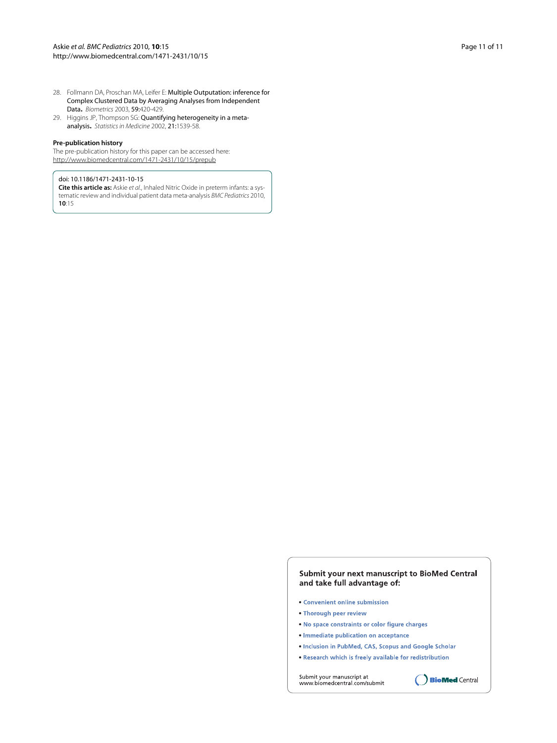28. Follmann DA, Proschan MA, Leifer E: **Multiple Outputation: inference for Complex Clustered Data by Averaging Analyses from Independent Data.** *Biometrics* 2003, **59:**420-429.
29. Higgins JP, Thompson SG: **Quantifying heterogeneity in a meta-analysis.** *Statistics in Medicine* 2002, **21:**1539-58.

**Pre-publication history**

The pre-publication history for this paper can be accessed here:
http://www.biomedcentral.com/1471-2431/10/15/prepub

doi: 10.1186/1471-2431-10-15

**Cite this article as:** Askie *et al.*, Inhaled Nitric Oxide in preterm infants: a systematic review and individual patient data meta-analysis *BMC Pediatrics* 2010, **10**:15

**Submit your next manuscript to BioMed Central and take full advantage of:**

- **Convenient online submission**
- **Thorough peer review**
- **No space constraints or color figure charges**
- **Immediate publication on acceptance**
- **Inclusion in PubMed, CAS, Scopus and Google Scholar**
- **Research which is freely available for redistribution**

Submit your manuscript at
www.biomedcentral.com/submit

BioMed Central